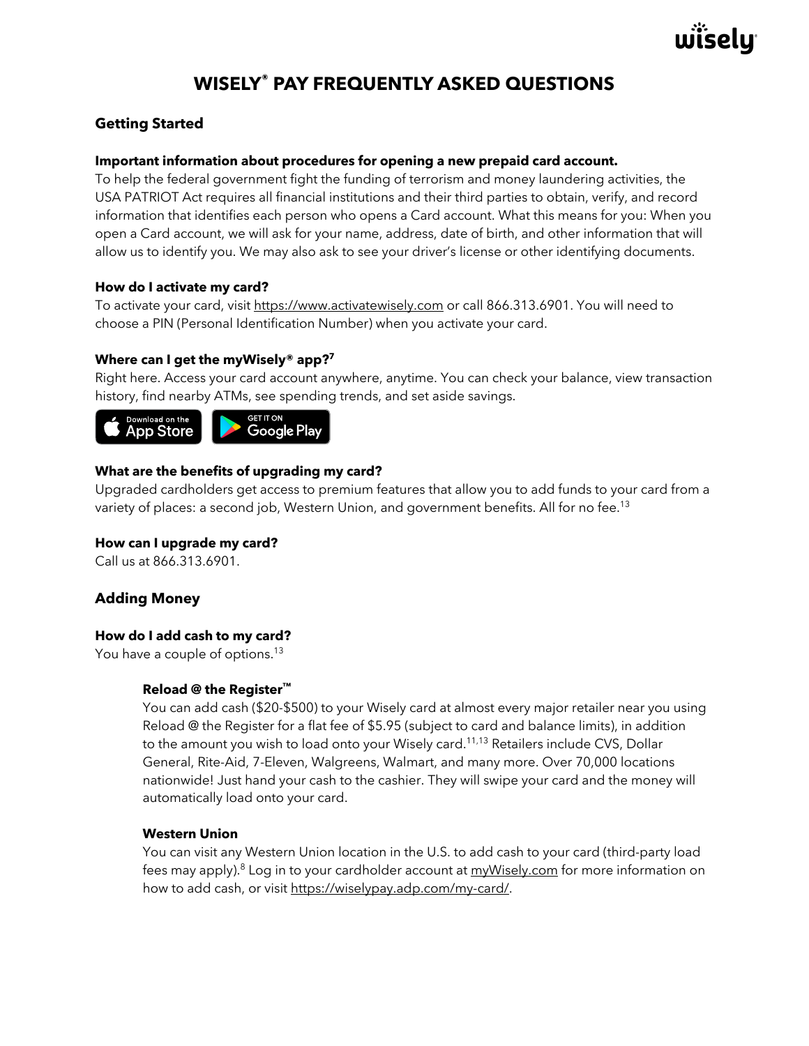# WISELY® PAY FREQUENTLY ASKED QUESTIONS

## Getting Started

**Important information about procedures for opening a new prepaid card account.**

To help the federal government fight the funding of terrorism and money laundering activities, the USA PATRIOT Act requires all financial institutions and their third parties to obtain, verify, and record information that identifies each person who opens a Card account. What this means for you: When you open a Card account, we will ask for your name, address, date of birth, and other information that will allow us to identify you. We may also ask to see your driver's license or other identifying documents.

**How do I activate my card?**

To activate your card, visit https://www.activatewisely.com or call 866.313.6901. You will need to choose a PIN (Personal Identification Number) when you activate your card.

**Where can I get the myWisely® app?[7]**

Right here. Access your card account anywhere, anytime. You can check your balance, view transaction history, find nearby ATMs, see spending trends, and set aside savings.

Download on the App Store | GET IT ON Google Play

**What are the benefits of upgrading my card?**

Upgraded cardholders get access to premium features that allow you to add funds to your card from a variety of places: a second job, Western Union, and government benefits. All for no fee.[13]

**How can I upgrade my card?**

Call us at 866.313.6901.

## Adding Money

**How do I add cash to my card?**

You have a couple of options.[13]

**Reload @ the Register™**

You can add cash ($20-$500) to your Wisely card at almost every major retailer near you using Reload @ the Register for a flat fee of $5.95 (subject to card and balance limits), in addition to the amount you wish to load onto your Wisely card.[11,13] Retailers include CVS, Dollar General, Rite-Aid, 7-Eleven, Walgreens, Walmart, and many more. Over 70,000 locations nationwide! Just hand your cash to the cashier. They will swipe your card and the money will automatically load onto your card.

**Western Union**

You can visit any Western Union location in the U.S. to add cash to your card (third-party load fees may apply).[8] Log in to your cardholder account at myWisely.com for more information on how to add cash, or visit https://wiselypay.adp.com/my-card/.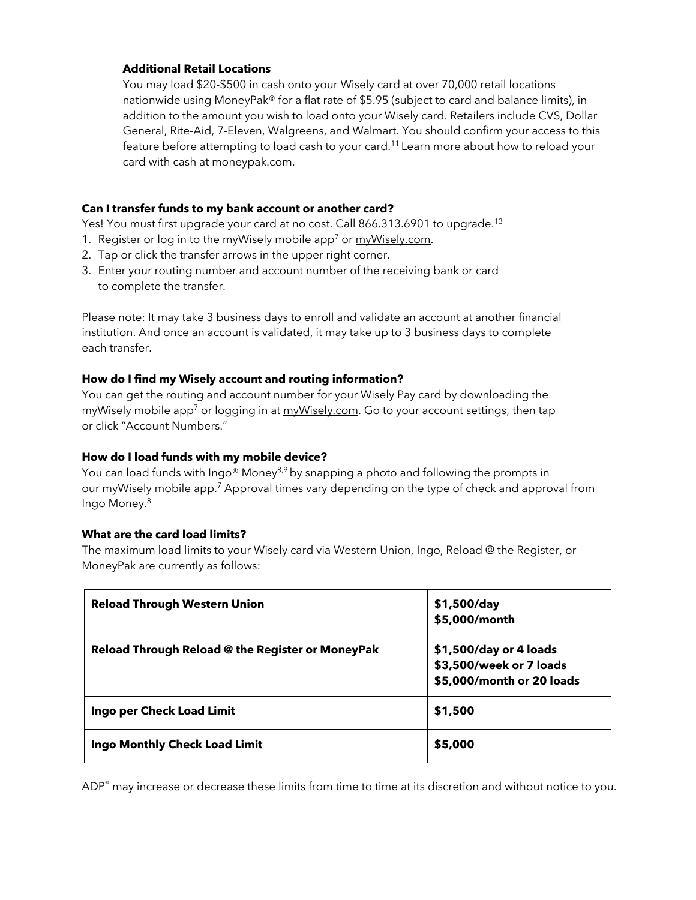**Additional Retail Locations**

You may load $20-$500 in cash onto your Wisely card at over 70,000 retail locations nationwide using MoneyPak® for a flat rate of $5.95 (subject to card and balance limits), in addition to the amount you wish to load onto your Wisely card. Retailers include CVS, Dollar General, Rite-Aid, 7-Eleven, Walgreens, and Walmart. You should confirm your access to this feature before attempting to load cash to your card.[11] Learn more about how to reload your card with cash at moneypak.com.

**Can I transfer funds to my bank account or another card?**

Yes! You must first upgrade your card at no cost. Call 866.313.6901 to upgrade.[13]

1. Register or log in to the myWisely mobile app[7] or myWisely.com.
2. Tap or click the transfer arrows in the upper right corner.
3. Enter your routing number and account number of the receiving bank or card to complete the transfer.

Please note: It may take 3 business days to enroll and validate an account at another financial institution. And once an account is validated, it may take up to 3 business days to complete each transfer.

**How do I find my Wisely account and routing information?**

You can get the routing and account number for your Wisely Pay card by downloading the myWisely mobile app[7] or logging in at myWisely.com. Go to your account settings, then tap or click "Account Numbers."

**How do I load funds with my mobile device?**

You can load funds with Ingo® Money[8,9] by snapping a photo and following the prompts in our myWisely mobile app.[7] Approval times vary depending on the type of check and approval from Ingo Money.[8]

**What are the card load limits?**

The maximum load limits to your Wisely card via Western Union, Ingo, Reload @ the Register, or MoneyPak are currently as follows:

| | |
|---|---|
| **Reload Through Western Union** | **$1,500/day**<br>**$5,000/month** |
| **Reload Through Reload @ the Register or MoneyPak** | **$1,500/day or 4 loads**<br>**$3,500/week or 7 loads**<br>**$5,000/month or 20 loads** |
| **Ingo per Check Load Limit** | **$1,500** |
| **Ingo Monthly Check Load Limit** | **$5,000** |

ADP® may increase or decrease these limits from time to time at its discretion and without notice to you.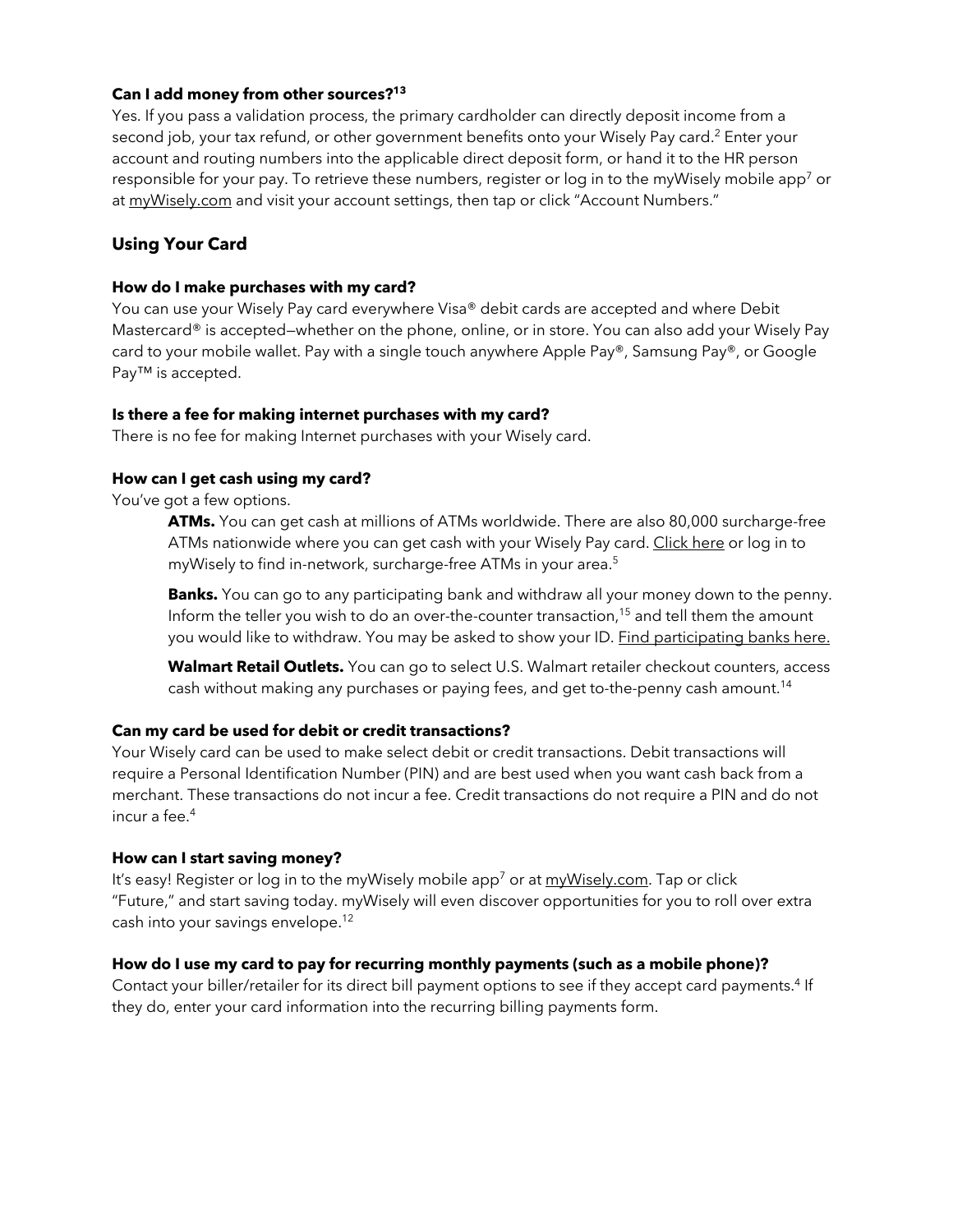**Can I add money from other sources?[13]**

Yes. If you pass a validation process, the primary cardholder can directly deposit income from a second job, your tax refund, or other government benefits onto your Wisely Pay card.[2] Enter your account and routing numbers into the applicable direct deposit form, or hand it to the HR person responsible for your pay. To retrieve these numbers, register or log in to the myWisely mobile app[7] or at myWisely.com and visit your account settings, then tap or click "Account Numbers."

## Using Your Card

**How do I make purchases with my card?**

You can use your Wisely Pay card everywhere Visa® debit cards are accepted and where Debit Mastercard® is accepted—whether on the phone, online, or in store. You can also add your Wisely Pay card to your mobile wallet. Pay with a single touch anywhere Apple Pay®, Samsung Pay®, or Google Pay™ is accepted.

**Is there a fee for making internet purchases with my card?**

There is no fee for making Internet purchases with your Wisely card.

**How can I get cash using my card?**

You've got a few options.

**ATMs.** You can get cash at millions of ATMs worldwide. There are also 80,000 surcharge-free ATMs nationwide where you can get cash with your Wisely Pay card. Click here or log in to myWisely to find in-network, surcharge-free ATMs in your area.[5]

**Banks.** You can go to any participating bank and withdraw all your money down to the penny. Inform the teller you wish to do an over-the-counter transaction,[15] and tell them the amount you would like to withdraw. You may be asked to show your ID. Find participating banks here.

**Walmart Retail Outlets.** You can go to select U.S. Walmart retailer checkout counters, access cash without making any purchases or paying fees, and get to-the-penny cash amount.[14]

**Can my card be used for debit or credit transactions?**

Your Wisely card can be used to make select debit or credit transactions. Debit transactions will require a Personal Identification Number (PIN) and are best used when you want cash back from a merchant. These transactions do not incur a fee. Credit transactions do not require a PIN and do not incur a fee.[4]

**How can I start saving money?**

It's easy! Register or log in to the myWisely mobile app[7] or at myWisely.com. Tap or click "Future," and start saving today. myWisely will even discover opportunities for you to roll over extra cash into your savings envelope.[12]

**How do I use my card to pay for recurring monthly payments (such as a mobile phone)?**

Contact your biller/retailer for its direct bill payment options to see if they accept card payments.[4] If they do, enter your card information into the recurring billing payments form.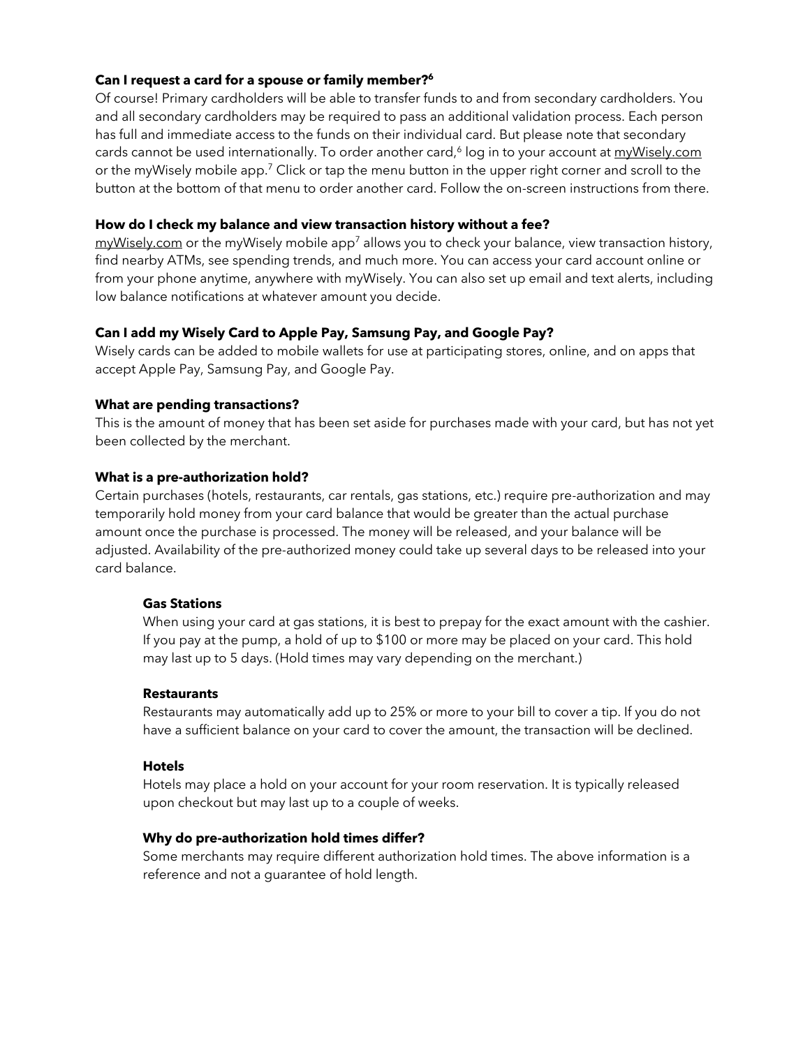**Can I request a card for a spouse or family member?[6]**

Of course! Primary cardholders will be able to transfer funds to and from secondary cardholders. You and all secondary cardholders may be required to pass an additional validation process. Each person has full and immediate access to the funds on their individual card. But please note that secondary cards cannot be used internationally. To order another card,[6] log in to your account at myWisely.com or the myWisely mobile app.[7] Click or tap the menu button in the upper right corner and scroll to the button at the bottom of that menu to order another card. Follow the on-screen instructions from there.

**How do I check my balance and view transaction history without a fee?**

myWisely.com or the myWisely mobile app[7] allows you to check your balance, view transaction history, find nearby ATMs, see spending trends, and much more. You can access your card account online or from your phone anytime, anywhere with myWisely. You can also set up email and text alerts, including low balance notifications at whatever amount you decide.

**Can I add my Wisely Card to Apple Pay, Samsung Pay, and Google Pay?**

Wisely cards can be added to mobile wallets for use at participating stores, online, and on apps that accept Apple Pay, Samsung Pay, and Google Pay.

**What are pending transactions?**

This is the amount of money that has been set aside for purchases made with your card, but has not yet been collected by the merchant.

**What is a pre-authorization hold?**

Certain purchases (hotels, restaurants, car rentals, gas stations, etc.) require pre-authorization and may temporarily hold money from your card balance that would be greater than the actual purchase amount once the purchase is processed. The money will be released, and your balance will be adjusted. Availability of the pre-authorized money could take up several days to be released into your card balance.

**Gas Stations**

When using your card at gas stations, it is best to prepay for the exact amount with the cashier. If you pay at the pump, a hold of up to $100 or more may be placed on your card. This hold may last up to 5 days. (Hold times may vary depending on the merchant.)

**Restaurants**

Restaurants may automatically add up to 25% or more to your bill to cover a tip. If you do not have a sufficient balance on your card to cover the amount, the transaction will be declined.

**Hotels**

Hotels may place a hold on your account for your room reservation. It is typically released upon checkout but may last up to a couple of weeks.

**Why do pre-authorization hold times differ?**

Some merchants may require different authorization hold times. The above information is a reference and not a guarantee of hold length.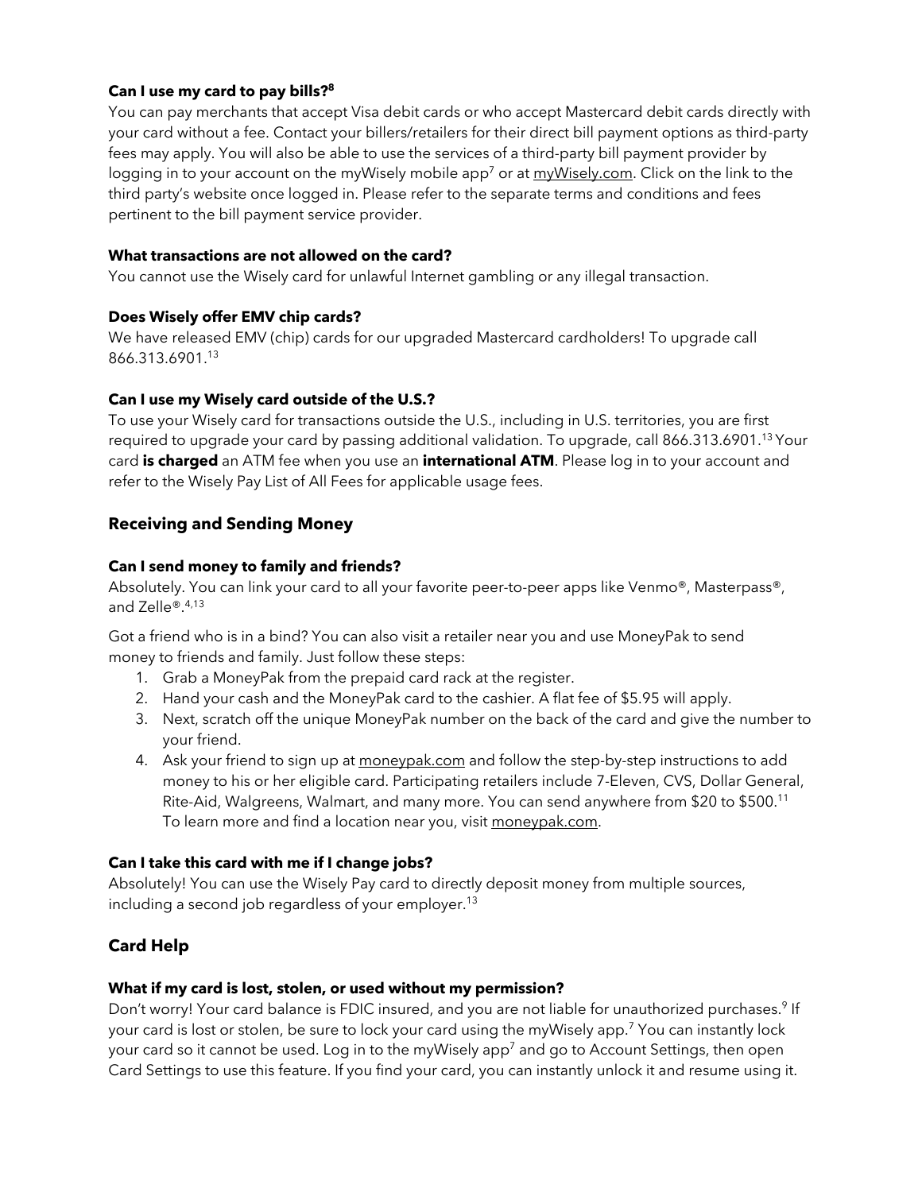**Can I use my card to pay bills?[8]**

You can pay merchants that accept Visa debit cards or who accept Mastercard debit cards directly with your card without a fee. Contact your billers/retailers for their direct bill payment options as third-party fees may apply. You will also be able to use the services of a third-party bill payment provider by logging in to your account on the myWisely mobile app[7] or at myWisely.com. Click on the link to the third party's website once logged in. Please refer to the separate terms and conditions and fees pertinent to the bill payment service provider.

**What transactions are not allowed on the card?**

You cannot use the Wisely card for unlawful Internet gambling or any illegal transaction.

**Does Wisely offer EMV chip cards?**

We have released EMV (chip) cards for our upgraded Mastercard cardholders! To upgrade call 866.313.6901.[13]

**Can I use my Wisely card outside of the U.S.?**

To use your Wisely card for transactions outside the U.S., including in U.S. territories, you are first required to upgrade your card by passing additional validation. To upgrade, call 866.313.6901.[13] Your card **is charged** an ATM fee when you use an **international ATM**. Please log in to your account and refer to the Wisely Pay List of All Fees for applicable usage fees.

## Receiving and Sending Money

**Can I send money to family and friends?**

Absolutely. You can link your card to all your favorite peer-to-peer apps like Venmo®, Masterpass®, and Zelle®.[4,13]

Got a friend who is in a bind? You can also visit a retailer near you and use MoneyPak to send money to friends and family. Just follow these steps:

1. Grab a MoneyPak from the prepaid card rack at the register.
2. Hand your cash and the MoneyPak card to the cashier. A flat fee of $5.95 will apply.
3. Next, scratch off the unique MoneyPak number on the back of the card and give the number to your friend.
4. Ask your friend to sign up at moneypak.com and follow the step-by-step instructions to add money to his or her eligible card. Participating retailers include 7-Eleven, CVS, Dollar General, Rite-Aid, Walgreens, Walmart, and many more. You can send anywhere from $20 to $500.[11] To learn more and find a location near you, visit moneypak.com.

**Can I take this card with me if I change jobs?**

Absolutely! You can use the Wisely Pay card to directly deposit money from multiple sources, including a second job regardless of your employer.[13]

## Card Help

**What if my card is lost, stolen, or used without my permission?**

Don't worry! Your card balance is FDIC insured, and you are not liable for unauthorized purchases.[9] If your card is lost or stolen, be sure to lock your card using the myWisely app.[7] You can instantly lock your card so it cannot be used. Log in to the myWisely app[7] and go to Account Settings, then open Card Settings to use this feature. If you find your card, you can instantly unlock it and resume using it.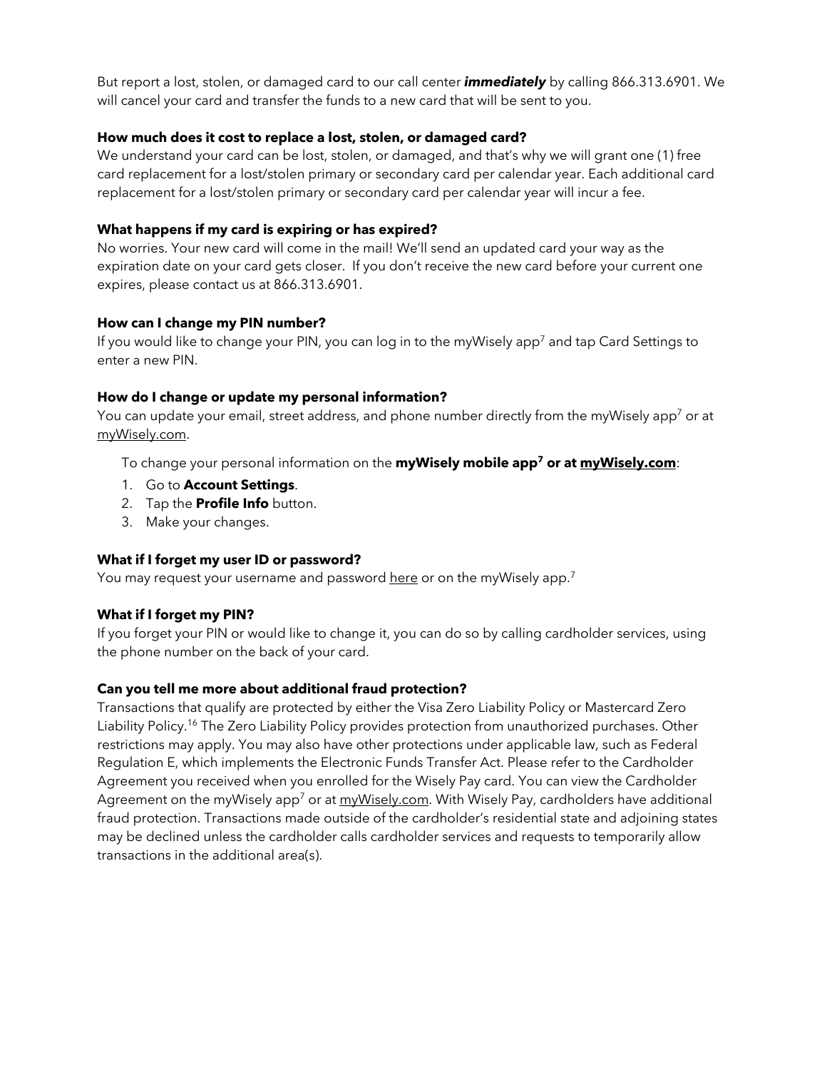But report a lost, stolen, or damaged card to our call center ***immediately*** by calling 866.313.6901. We will cancel your card and transfer the funds to a new card that will be sent to you.

**How much does it cost to replace a lost, stolen, or damaged card?**
We understand your card can be lost, stolen, or damaged, and that's why we will grant one (1) free card replacement for a lost/stolen primary or secondary card per calendar year. Each additional card replacement for a lost/stolen primary or secondary card per calendar year will incur a fee.

**What happens if my card is expiring or has expired?**
No worries. Your new card will come in the mail! We'll send an updated card your way as the expiration date on your card gets closer. If you don't receive the new card before your current one expires, please contact us at 866.313.6901.

**How can I change my PIN number?**
If you would like to change your PIN, you can log in to the myWisely app[7] and tap Card Settings to enter a new PIN.

**How do I change or update my personal information?**
You can update your email, street address, and phone number directly from the myWisely app[7] or at myWisely.com.

To change your personal information on the **myWisely mobile app[7] or at myWisely.com**:

1. Go to **Account Settings**.
2. Tap the **Profile Info** button.
3. Make your changes.

**What if I forget my user ID or password?**
You may request your username and password here or on the myWisely app.[7]

**What if I forget my PIN?**
If you forget your PIN or would like to change it, you can do so by calling cardholder services, using the phone number on the back of your card.

**Can you tell me more about additional fraud protection?**
Transactions that qualify are protected by either the Visa Zero Liability Policy or Mastercard Zero Liability Policy.[16] The Zero Liability Policy provides protection from unauthorized purchases. Other restrictions may apply. You may also have other protections under applicable law, such as Federal Regulation E, which implements the Electronic Funds Transfer Act. Please refer to the Cardholder Agreement you received when you enrolled for the Wisely Pay card. You can view the Cardholder Agreement on the myWisely app[7] or at myWisely.com. With Wisely Pay, cardholders have additional fraud protection. Transactions made outside of the cardholder's residential state and adjoining states may be declined unless the cardholder calls cardholder services and requests to temporarily allow transactions in the additional area(s).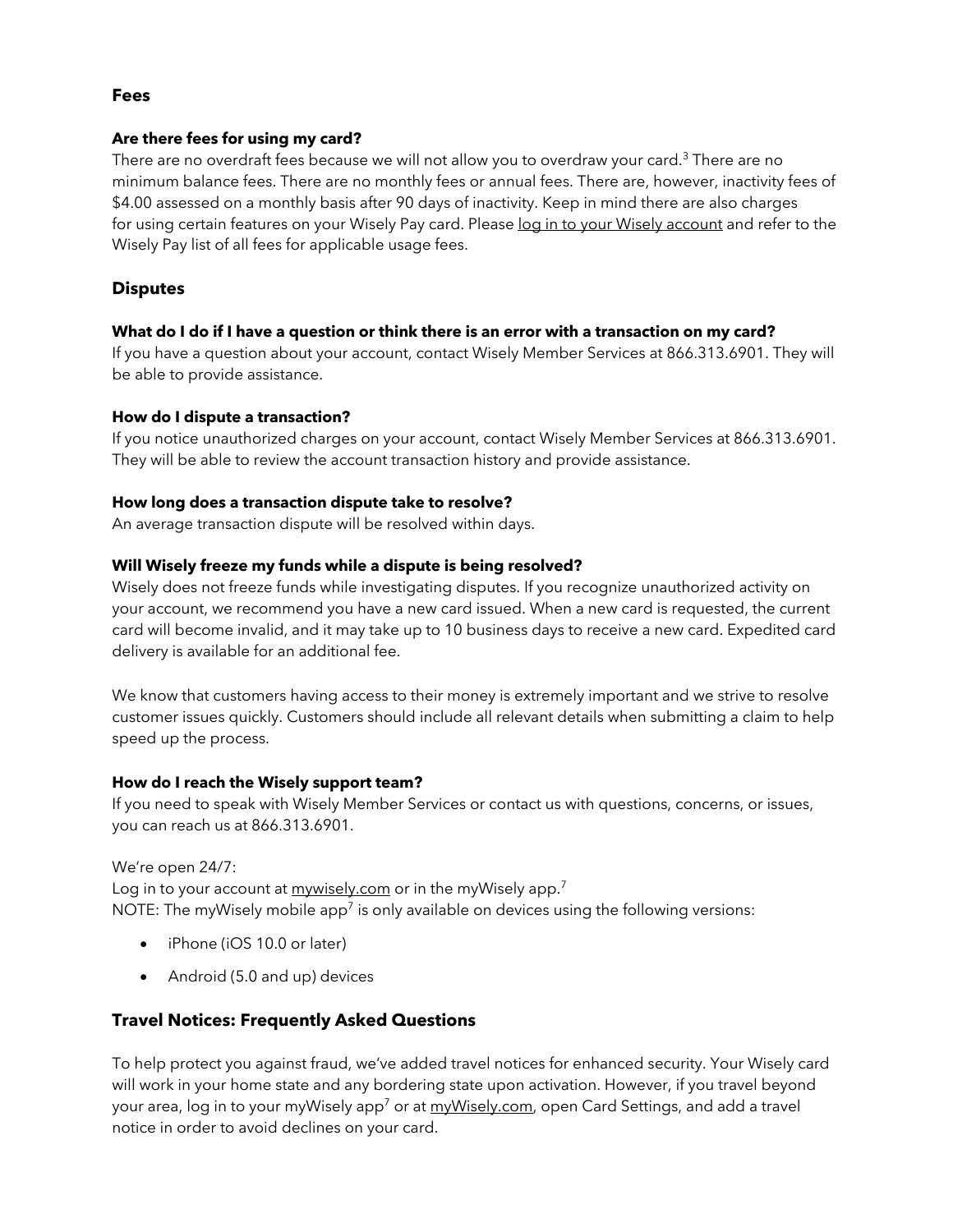## Fees

### Are there fees for using my card?

There are no overdraft fees because we will not allow you to overdraw your card.[3] There are no minimum balance fees. There are no monthly fees or annual fees. There are, however, inactivity fees of $4.00 assessed on a monthly basis after 90 days of inactivity. Keep in mind there are also charges for using certain features on your Wisely Pay card. Please log in to your Wisely account and refer to the Wisely Pay list of all fees for applicable usage fees.

## Disputes

### What do I do if I have a question or think there is an error with a transaction on my card?

If you have a question about your account, contact Wisely Member Services at 866.313.6901. They will be able to provide assistance.

### How do I dispute a transaction?

If you notice unauthorized charges on your account, contact Wisely Member Services at 866.313.6901. They will be able to review the account transaction history and provide assistance.

### How long does a transaction dispute take to resolve?

An average transaction dispute will be resolved within days.

### Will Wisely freeze my funds while a dispute is being resolved?

Wisely does not freeze funds while investigating disputes. If you recognize unauthorized activity on your account, we recommend you have a new card issued. When a new card is requested, the current card will become invalid, and it may take up to 10 business days to receive a new card. Expedited card delivery is available for an additional fee.

We know that customers having access to their money is extremely important and we strive to resolve customer issues quickly. Customers should include all relevant details when submitting a claim to help speed up the process.

### How do I reach the Wisely support team?

If you need to speak with Wisely Member Services or contact us with questions, concerns, or issues, you can reach us at 866.313.6901.

We're open 24/7:
Log in to your account at mywisely.com or in the myWisely app.[7]
NOTE: The myWisely mobile app[7] is only available on devices using the following versions:

- iPhone (iOS 10.0 or later)
- Android (5.0 and up) devices

## Travel Notices: Frequently Asked Questions

To help protect you against fraud, we've added travel notices for enhanced security. Your Wisely card will work in your home state and any bordering state upon activation. However, if you travel beyond your area, log in to your myWisely app[7] or at myWisely.com, open Card Settings, and add a travel notice in order to avoid declines on your card.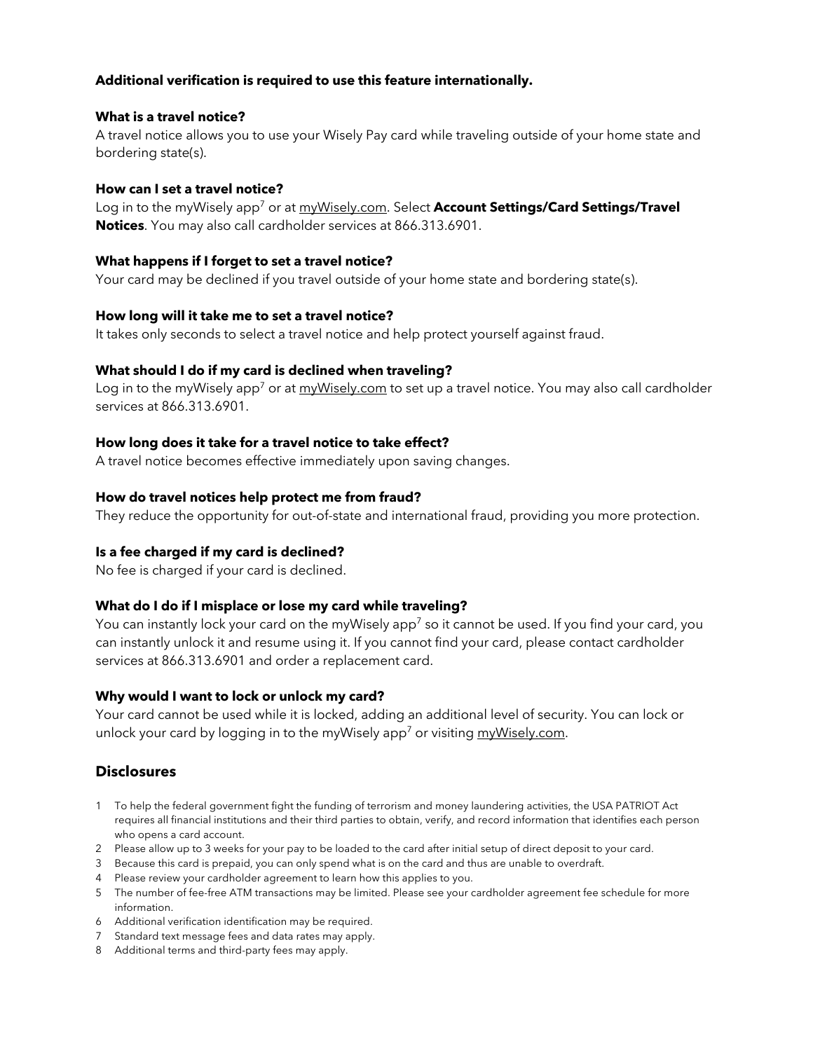**Additional verification is required to use this feature internationally.**

**What is a travel notice?**
A travel notice allows you to use your Wisely Pay card while traveling outside of your home state and bordering state(s).

**How can I set a travel notice?**
Log in to the myWisely app[7] or at myWisely.com. Select **Account Settings/Card Settings/Travel Notices**. You may also call cardholder services at 866.313.6901.

**What happens if I forget to set a travel notice?**
Your card may be declined if you travel outside of your home state and bordering state(s).

**How long will it take me to set a travel notice?**
It takes only seconds to select a travel notice and help protect yourself against fraud.

**What should I do if my card is declined when traveling?**
Log in to the myWisely app[7] or at myWisely.com to set up a travel notice. You may also call cardholder services at 866.313.6901.

**How long does it take for a travel notice to take effect?**
A travel notice becomes effective immediately upon saving changes.

**How do travel notices help protect me from fraud?**
They reduce the opportunity for out-of-state and international fraud, providing you more protection.

**Is a fee charged if my card is declined?**
No fee is charged if your card is declined.

**What do I do if I misplace or lose my card while traveling?**
You can instantly lock your card on the myWisely app[7] so it cannot be used. If you find your card, you can instantly unlock it and resume using it. If you cannot find your card, please contact cardholder services at 866.313.6901 and order a replacement card.

**Why would I want to lock or unlock my card?**
Your card cannot be used while it is locked, adding an additional level of security. You can lock or unlock your card by logging in to the myWisely app[7] or visiting myWisely.com.

## Disclosures

1. To help the federal government fight the funding of terrorism and money laundering activities, the USA PATRIOT Act requires all financial institutions and their third parties to obtain, verify, and record information that identifies each person who opens a card account.
2. Please allow up to 3 weeks for your pay to be loaded to the card after initial setup of direct deposit to your card.
3. Because this card is prepaid, you can only spend what is on the card and thus are unable to overdraft.
4. Please review your cardholder agreement to learn how this applies to you.
5. The number of fee-free ATM transactions may be limited. Please see your cardholder agreement fee schedule for more information.
6. Additional verification identification may be required.
7. Standard text message fees and data rates may apply.
8. Additional terms and third-party fees may apply.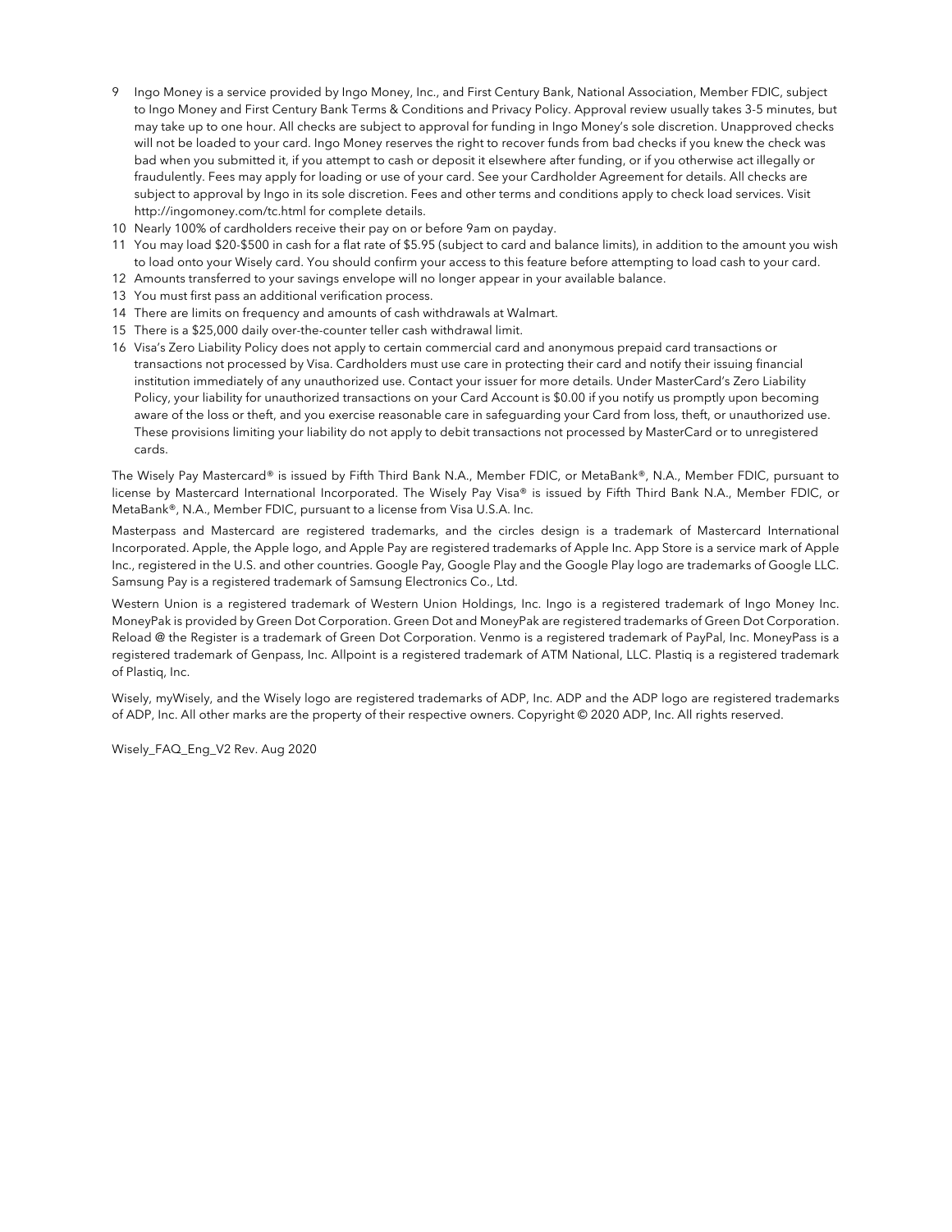9 Ingo Money is a service provided by Ingo Money, Inc., and First Century Bank, National Association, Member FDIC, subject to Ingo Money and First Century Bank Terms & Conditions and Privacy Policy. Approval review usually takes 3-5 minutes, but may take up to one hour. All checks are subject to approval for funding in Ingo Money's sole discretion. Unapproved checks will not be loaded to your card. Ingo Money reserves the right to recover funds from bad checks if you knew the check was bad when you submitted it, if you attempt to cash or deposit it elsewhere after funding, or if you otherwise act illegally or fraudulently. Fees may apply for loading or use of your card. See your Cardholder Agreement for details. All checks are subject to approval by Ingo in its sole discretion. Fees and other terms and conditions apply to check load services. Visit http://ingomoney.com/tc.html for complete details.

10 Nearly 100% of cardholders receive their pay on or before 9am on payday.

11 You may load $20-$500 in cash for a flat rate of $5.95 (subject to card and balance limits), in addition to the amount you wish to load onto your Wisely card. You should confirm your access to this feature before attempting to load cash to your card.

12 Amounts transferred to your savings envelope will no longer appear in your available balance.

13 You must first pass an additional verification process.

14 There are limits on frequency and amounts of cash withdrawals at Walmart.

15 There is a $25,000 daily over-the-counter teller cash withdrawal limit.

16 Visa's Zero Liability Policy does not apply to certain commercial card and anonymous prepaid card transactions or transactions not processed by Visa. Cardholders must use care in protecting their card and notify their issuing financial institution immediately of any unauthorized use. Contact your issuer for more details. Under MasterCard's Zero Liability Policy, your liability for unauthorized transactions on your Card Account is $0.00 if you notify us promptly upon becoming aware of the loss or theft, and you exercise reasonable care in safeguarding your Card from loss, theft, or unauthorized use. These provisions limiting your liability do not apply to debit transactions not processed by MasterCard or to unregistered cards.

The Wisely Pay Mastercard® is issued by Fifth Third Bank N.A., Member FDIC, or MetaBank®, N.A., Member FDIC, pursuant to license by Mastercard International Incorporated. The Wisely Pay Visa® is issued by Fifth Third Bank N.A., Member FDIC, or MetaBank®, N.A., Member FDIC, pursuant to a license from Visa U.S.A. Inc.

Masterpass and Mastercard are registered trademarks, and the circles design is a trademark of Mastercard International Incorporated. Apple, the Apple logo, and Apple Pay are registered trademarks of Apple Inc. App Store is a service mark of Apple Inc., registered in the U.S. and other countries. Google Pay, Google Play and the Google Play logo are trademarks of Google LLC. Samsung Pay is a registered trademark of Samsung Electronics Co., Ltd.

Western Union is a registered trademark of Western Union Holdings, Inc. Ingo is a registered trademark of Ingo Money Inc. MoneyPak is provided by Green Dot Corporation. Green Dot and MoneyPak are registered trademarks of Green Dot Corporation. Reload @ the Register is a trademark of Green Dot Corporation. Venmo is a registered trademark of PayPal, Inc. MoneyPass is a registered trademark of Genpass, Inc. Allpoint is a registered trademark of ATM National, LLC. Plastiq is a registered trademark of Plastiq, Inc.

Wisely, myWisely, and the Wisely logo are registered trademarks of ADP, Inc. ADP and the ADP logo are registered trademarks of ADP, Inc. All other marks are the property of their respective owners. Copyright © 2020 ADP, Inc. All rights reserved.

Wisely_FAQ_Eng_V2 Rev. Aug 2020